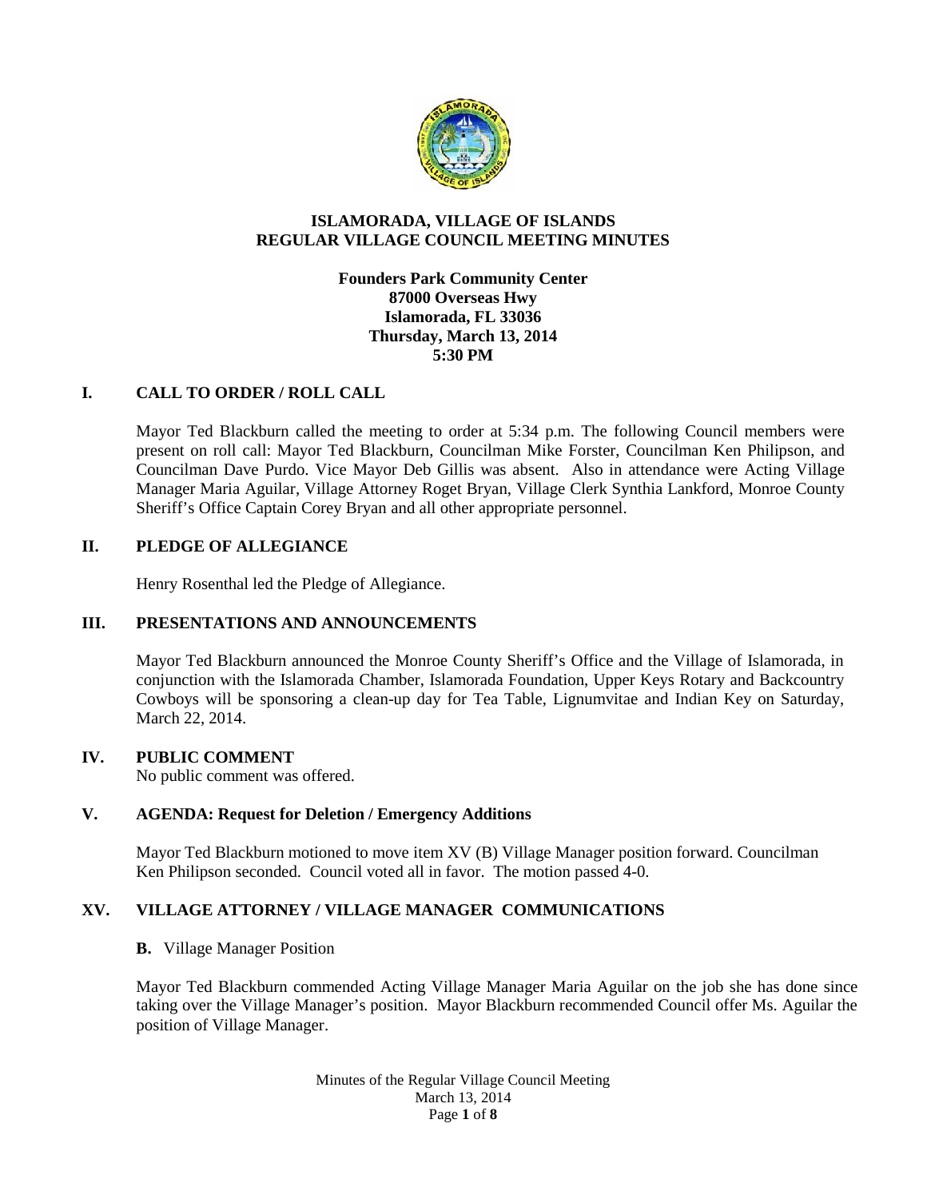# ISLAMORADA, VILLAGE OF ISLANDS
## REGULAR VILLAGE COUNCIL MEETING MINUTES

**Founders Park Community Center**
**87000 Overseas Hwy**
**Islamorada, FL 33036**
**Thursday, March 13, 2014**
**5:30 PM**

## I. CALL TO ORDER / ROLL CALL

Mayor Ted Blackburn called the meeting to order at 5:34 p.m. The following Council members were present on roll call: Mayor Ted Blackburn, Councilman Mike Forster, Councilman Ken Philipson, and Councilman Dave Purdo. Vice Mayor Deb Gillis was absent. Also in attendance were Acting Village Manager Maria Aguilar, Village Attorney Roget Bryan, Village Clerk Synthia Lankford, Monroe County Sheriff's Office Captain Corey Bryan and all other appropriate personnel.

## II. PLEDGE OF ALLEGIANCE

Henry Rosenthal led the Pledge of Allegiance.

## III. PRESENTATIONS AND ANNOUNCEMENTS

Mayor Ted Blackburn announced the Monroe County Sheriff's Office and the Village of Islamorada, in conjunction with the Islamorada Chamber, Islamorada Foundation, Upper Keys Rotary and Backcountry Cowboys will be sponsoring a clean-up day for Tea Table, Lignumvitae and Indian Key on Saturday, March 22, 2014.

## IV. PUBLIC COMMENT

No public comment was offered.

## V. AGENDA: Request for Deletion / Emergency Additions

Mayor Ted Blackburn motioned to move item XV (B) Village Manager position forward. Councilman Ken Philipson seconded. Council voted all in favor. The motion passed 4-0.

## XV. VILLAGE ATTORNEY / VILLAGE MANAGER COMMUNICATIONS

**B.** Village Manager Position

Mayor Ted Blackburn commended Acting Village Manager Maria Aguilar on the job she has done since taking over the Village Manager's position. Mayor Blackburn recommended Council offer Ms. Aguilar the position of Village Manager.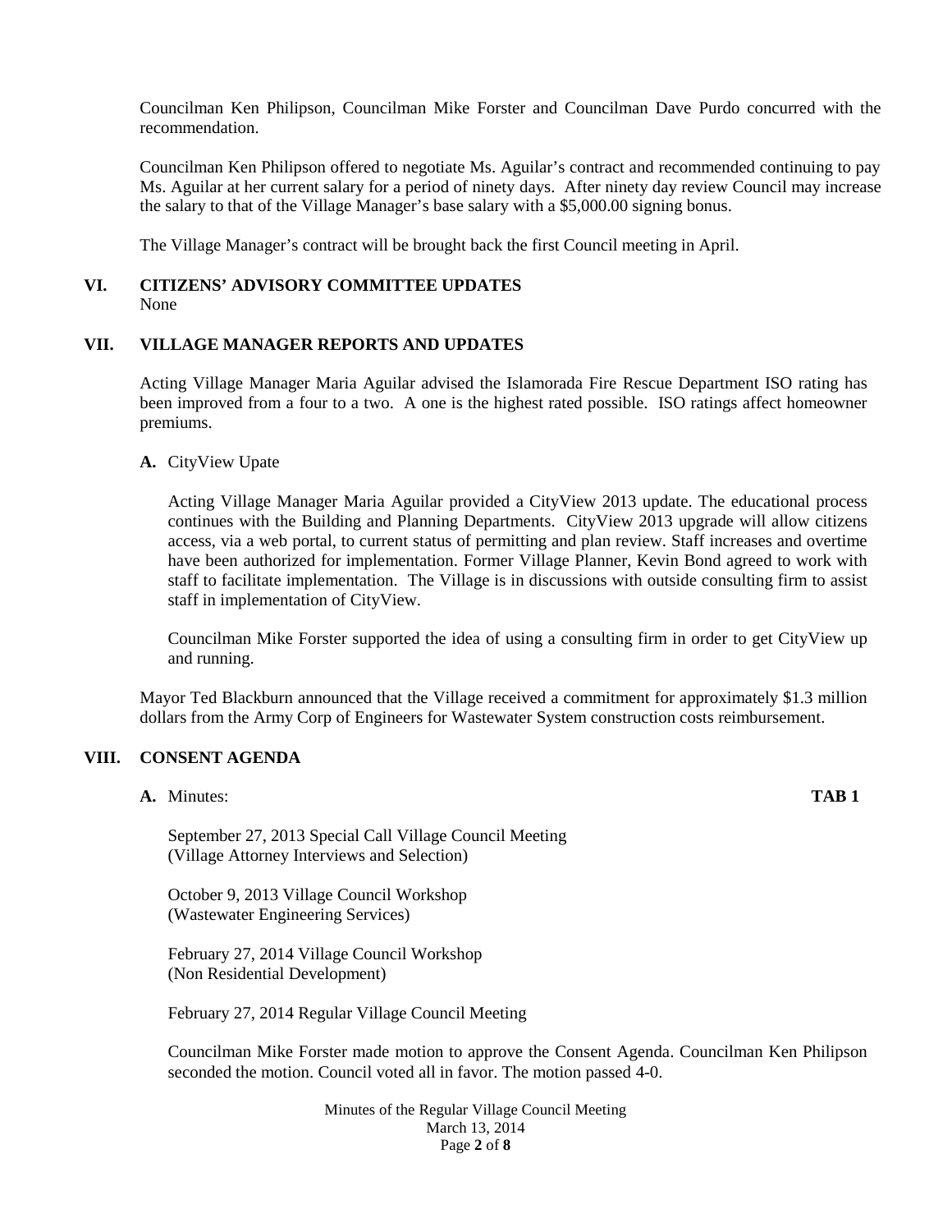Councilman Ken Philipson, Councilman Mike Forster and Councilman Dave Purdo concurred with the recommendation.

Councilman Ken Philipson offered to negotiate Ms. Aguilar's contract and recommended continuing to pay Ms. Aguilar at her current salary for a period of ninety days. After ninety day review Council may increase the salary to that of the Village Manager's base salary with a $5,000.00 signing bonus.

The Village Manager's contract will be brought back the first Council meeting in April.

## VI. CITIZENS' ADVISORY COMMITTEE UPDATES

None

## VII. VILLAGE MANAGER REPORTS AND UPDATES

Acting Village Manager Maria Aguilar advised the Islamorada Fire Rescue Department ISO rating has been improved from a four to a two. A one is the highest rated possible. ISO ratings affect homeowner premiums.

**A.** CityView Upate

Acting Village Manager Maria Aguilar provided a CityView 2013 update. The educational process continues with the Building and Planning Departments. CityView 2013 upgrade will allow citizens access, via a web portal, to current status of permitting and plan review. Staff increases and overtime have been authorized for implementation. Former Village Planner, Kevin Bond agreed to work with staff to facilitate implementation. The Village is in discussions with outside consulting firm to assist staff in implementation of CityView.

Councilman Mike Forster supported the idea of using a consulting firm in order to get CityView up and running.

Mayor Ted Blackburn announced that the Village received a commitment for approximately $1.3 million dollars from the Army Corp of Engineers for Wastewater System construction costs reimbursement.

## VIII. CONSENT AGENDA

**A.** Minutes: **TAB 1**

September 27, 2013 Special Call Village Council Meeting
(Village Attorney Interviews and Selection)

October 9, 2013 Village Council Workshop
(Wastewater Engineering Services)

February 27, 2014 Village Council Workshop
(Non Residential Development)

February 27, 2014 Regular Village Council Meeting

Councilman Mike Forster made motion to approve the Consent Agenda. Councilman Ken Philipson seconded the motion. Council voted all in favor. The motion passed 4-0.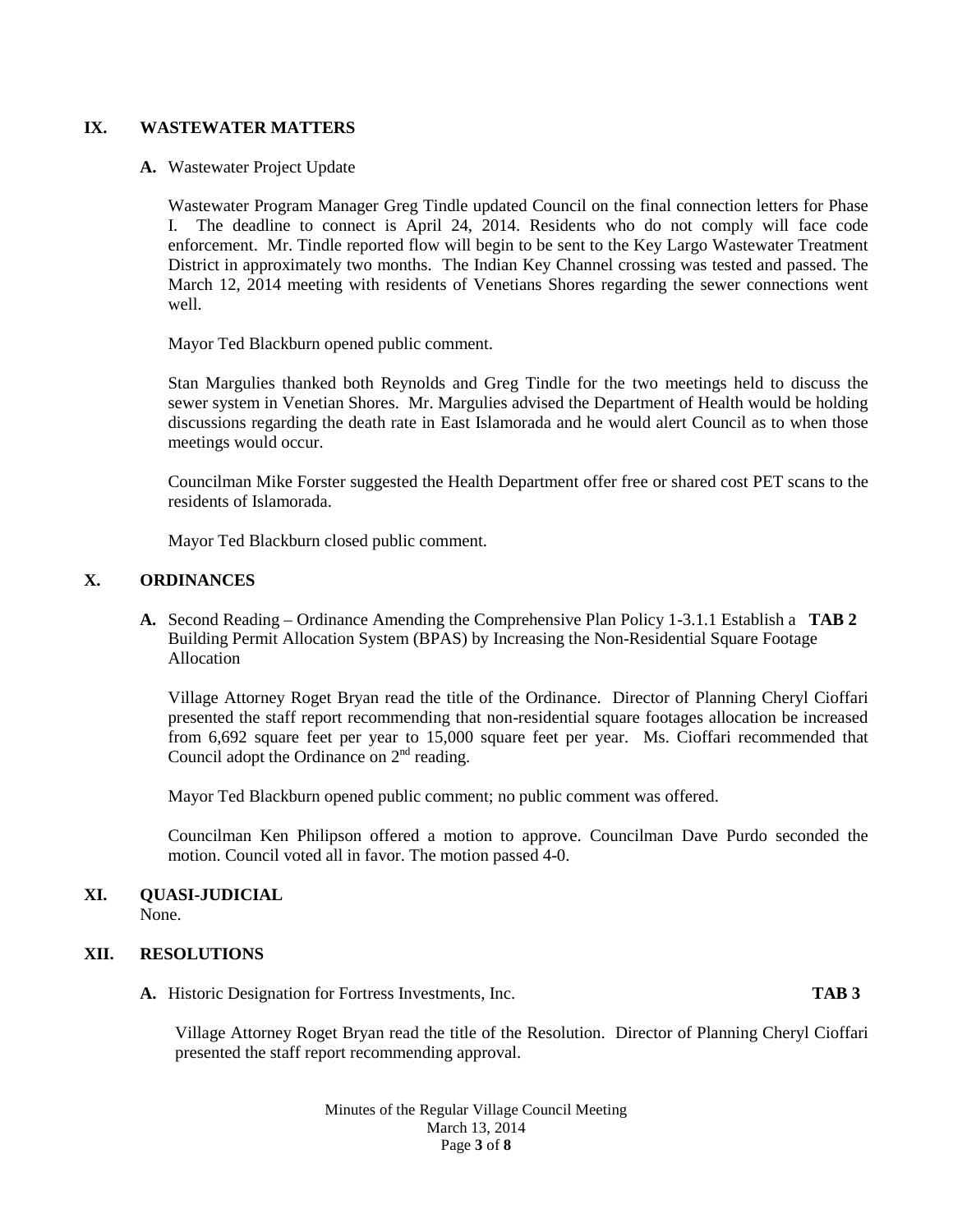## IX. WASTEWATER MATTERS

**A.** Wastewater Project Update

Wastewater Program Manager Greg Tindle updated Council on the final connection letters for Phase I. The deadline to connect is April 24, 2014. Residents who do not comply will face code enforcement. Mr. Tindle reported flow will begin to be sent to the Key Largo Wastewater Treatment District in approximately two months. The Indian Key Channel crossing was tested and passed. The March 12, 2014 meeting with residents of Venetians Shores regarding the sewer connections went well.

Mayor Ted Blackburn opened public comment.

Stan Margulies thanked both Reynolds and Greg Tindle for the two meetings held to discuss the sewer system in Venetian Shores. Mr. Margulies advised the Department of Health would be holding discussions regarding the death rate in East Islamorada and he would alert Council as to when those meetings would occur.

Councilman Mike Forster suggested the Health Department offer free or shared cost PET scans to the residents of Islamorada.

Mayor Ted Blackburn closed public comment.

## X. ORDINANCES

**A.** Second Reading – Ordinance Amending the Comprehensive Plan Policy 1-3.1.1 Establish a Building Permit Allocation System (BPAS) by Increasing the Non-Residential Square Footage Allocation **TAB 2**

Village Attorney Roget Bryan read the title of the Ordinance. Director of Planning Cheryl Cioffari presented the staff report recommending that non-residential square footages allocation be increased from 6,692 square feet per year to 15,000 square feet per year. Ms. Cioffari recommended that Council adopt the Ordinance on 2nd reading.

Mayor Ted Blackburn opened public comment; no public comment was offered.

Councilman Ken Philipson offered a motion to approve. Councilman Dave Purdo seconded the motion. Council voted all in favor. The motion passed 4-0.

## XI. QUASI-JUDICIAL

None.

## XII. RESOLUTIONS

**A.** Historic Designation for Fortress Investments, Inc. **TAB 3**

Village Attorney Roget Bryan read the title of the Resolution. Director of Planning Cheryl Cioffari presented the staff report recommending approval.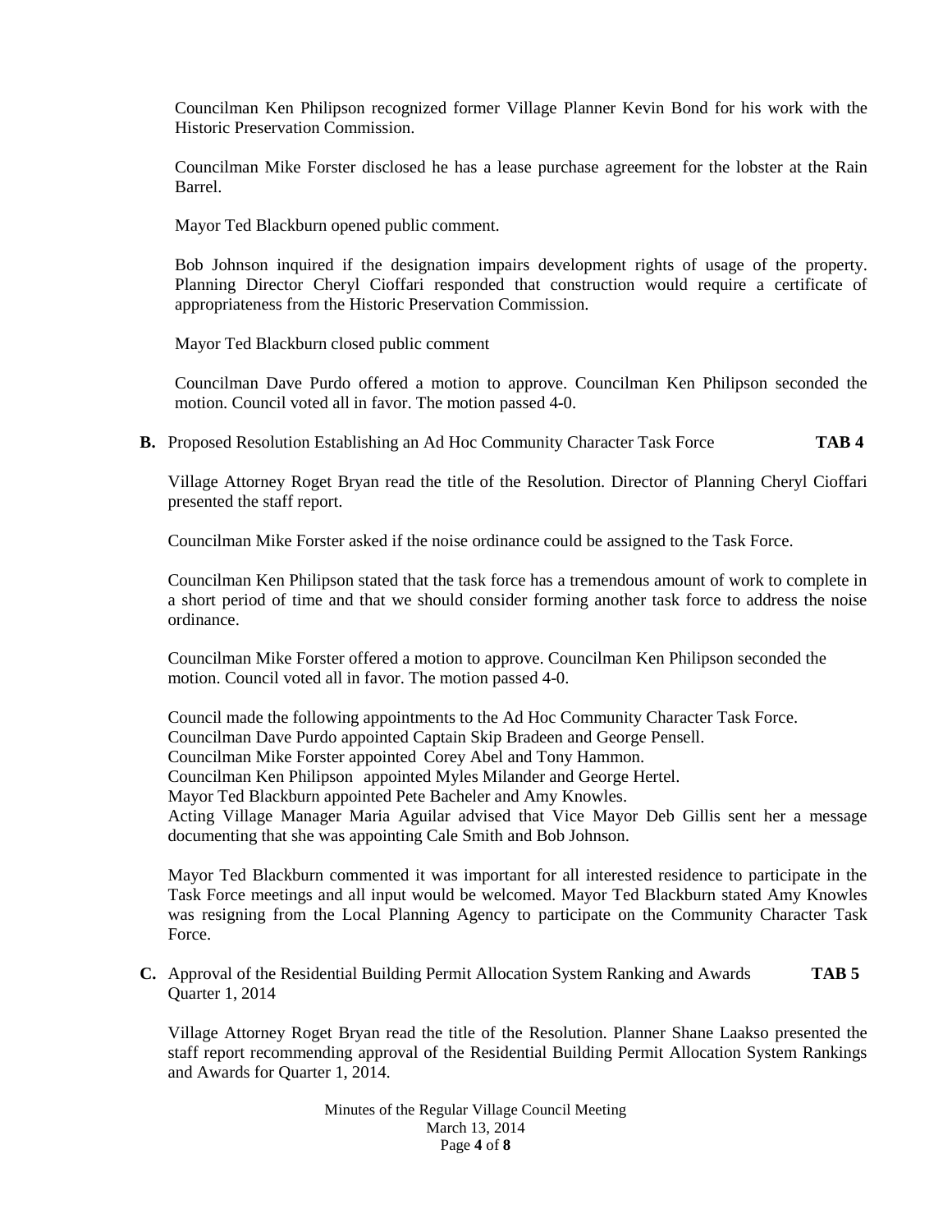Councilman Ken Philipson recognized former Village Planner Kevin Bond for his work with the Historic Preservation Commission.

Councilman Mike Forster disclosed he has a lease purchase agreement for the lobster at the Rain Barrel.

Mayor Ted Blackburn opened public comment.

Bob Johnson inquired if the designation impairs development rights of usage of the property. Planning Director Cheryl Cioffari responded that construction would require a certificate of appropriateness from the Historic Preservation Commission.

Mayor Ted Blackburn closed public comment

Councilman Dave Purdo offered a motion to approve. Councilman Ken Philipson seconded the motion. Council voted all in favor. The motion passed 4-0.

**B.** Proposed Resolution Establishing an Ad Hoc Community Character Task Force **TAB 4**

Village Attorney Roget Bryan read the title of the Resolution. Director of Planning Cheryl Cioffari presented the staff report.

Councilman Mike Forster asked if the noise ordinance could be assigned to the Task Force.

Councilman Ken Philipson stated that the task force has a tremendous amount of work to complete in a short period of time and that we should consider forming another task force to address the noise ordinance.

Councilman Mike Forster offered a motion to approve. Councilman Ken Philipson seconded the motion. Council voted all in favor. The motion passed 4-0.

Council made the following appointments to the Ad Hoc Community Character Task Force.
Councilman Dave Purdo appointed Captain Skip Bradeen and George Pensell.
Councilman Mike Forster appointed Corey Abel and Tony Hammon.
Councilman Ken Philipson appointed Myles Milander and George Hertel.
Mayor Ted Blackburn appointed Pete Bacheler and Amy Knowles.
Acting Village Manager Maria Aguilar advised that Vice Mayor Deb Gillis sent her a message documenting that she was appointing Cale Smith and Bob Johnson.

Mayor Ted Blackburn commented it was important for all interested residence to participate in the Task Force meetings and all input would be welcomed. Mayor Ted Blackburn stated Amy Knowles was resigning from the Local Planning Agency to participate on the Community Character Task Force.

**C.** Approval of the Residential Building Permit Allocation System Ranking and Awards Quarter 1, 2014 **TAB 5**

Village Attorney Roget Bryan read the title of the Resolution. Planner Shane Laakso presented the staff report recommending approval of the Residential Building Permit Allocation System Rankings and Awards for Quarter 1, 2014.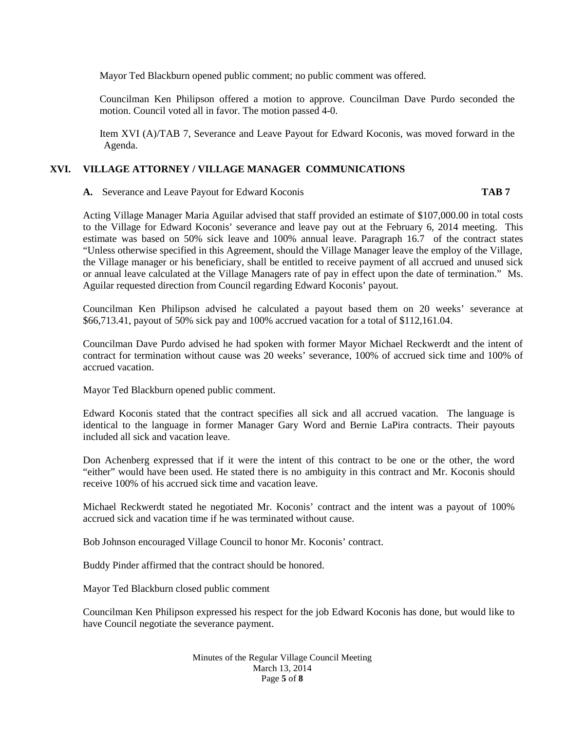Mayor Ted Blackburn opened public comment; no public comment was offered.

Councilman Ken Philipson offered a motion to approve. Councilman Dave Purdo seconded the motion. Council voted all in favor. The motion passed 4-0.

Item XVI (A)/TAB 7, Severance and Leave Payout for Edward Koconis, was moved forward in the Agenda.

## XVI. VILLAGE ATTORNEY / VILLAGE MANAGER COMMUNICATIONS

**A.** Severance and Leave Payout for Edward Koconis **TAB 7**

Acting Village Manager Maria Aguilar advised that staff provided an estimate of $107,000.00 in total costs to the Village for Edward Koconis' severance and leave pay out at the February 6, 2014 meeting. This estimate was based on 50% sick leave and 100% annual leave. Paragraph 16.7 of the contract states "Unless otherwise specified in this Agreement, should the Village Manager leave the employ of the Village, the Village manager or his beneficiary, shall be entitled to receive payment of all accrued and unused sick or annual leave calculated at the Village Managers rate of pay in effect upon the date of termination." Ms. Aguilar requested direction from Council regarding Edward Koconis' payout.

Councilman Ken Philipson advised he calculated a payout based them on 20 weeks' severance at $66,713.41, payout of 50% sick pay and 100% accrued vacation for a total of $112,161.04.

Councilman Dave Purdo advised he had spoken with former Mayor Michael Reckwerdt and the intent of contract for termination without cause was 20 weeks' severance, 100% of accrued sick time and 100% of accrued vacation.

Mayor Ted Blackburn opened public comment.

Edward Koconis stated that the contract specifies all sick and all accrued vacation. The language is identical to the language in former Manager Gary Word and Bernie LaPira contracts. Their payouts included all sick and vacation leave.

Don Achenberg expressed that if it were the intent of this contract to be one or the other, the word "either" would have been used. He stated there is no ambiguity in this contract and Mr. Koconis should receive 100% of his accrued sick time and vacation leave.

Michael Reckwerdt stated he negotiated Mr. Koconis' contract and the intent was a payout of 100% accrued sick and vacation time if he was terminated without cause.

Bob Johnson encouraged Village Council to honor Mr. Koconis' contract.

Buddy Pinder affirmed that the contract should be honored.

Mayor Ted Blackburn closed public comment

Councilman Ken Philipson expressed his respect for the job Edward Koconis has done, but would like to have Council negotiate the severance payment.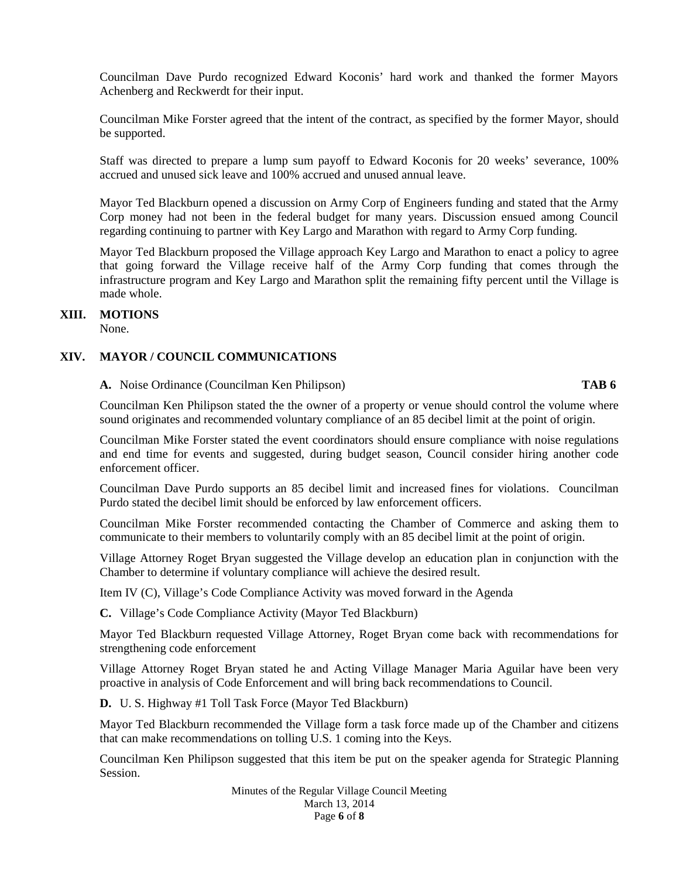Councilman Dave Purdo recognized Edward Koconis' hard work and thanked the former Mayors Achenberg and Reckwerdt for their input.

Councilman Mike Forster agreed that the intent of the contract, as specified by the former Mayor, should be supported.

Staff was directed to prepare a lump sum payoff to Edward Koconis for 20 weeks' severance, 100% accrued and unused sick leave and 100% accrued and unused annual leave.

Mayor Ted Blackburn opened a discussion on Army Corp of Engineers funding and stated that the Army Corp money had not been in the federal budget for many years. Discussion ensued among Council regarding continuing to partner with Key Largo and Marathon with regard to Army Corp funding.

Mayor Ted Blackburn proposed the Village approach Key Largo and Marathon to enact a policy to agree that going forward the Village receive half of the Army Corp funding that comes through the infrastructure program and Key Largo and Marathon split the remaining fifty percent until the Village is made whole.

## XIII. MOTIONS

None.

## XIV. MAYOR / COUNCIL COMMUNICATIONS

**A.** Noise Ordinance (Councilman Ken Philipson) **TAB 6**

Councilman Ken Philipson stated the the owner of a property or venue should control the volume where sound originates and recommended voluntary compliance of an 85 decibel limit at the point of origin.

Councilman Mike Forster stated the event coordinators should ensure compliance with noise regulations and end time for events and suggested, during budget season, Council consider hiring another code enforcement officer.

Councilman Dave Purdo supports an 85 decibel limit and increased fines for violations. Councilman Purdo stated the decibel limit should be enforced by law enforcement officers.

Councilman Mike Forster recommended contacting the Chamber of Commerce and asking them to communicate to their members to voluntarily comply with an 85 decibel limit at the point of origin.

Village Attorney Roget Bryan suggested the Village develop an education plan in conjunction with the Chamber to determine if voluntary compliance will achieve the desired result.

Item IV (C), Village's Code Compliance Activity was moved forward in the Agenda

**C.** Village's Code Compliance Activity (Mayor Ted Blackburn)

Mayor Ted Blackburn requested Village Attorney, Roget Bryan come back with recommendations for strengthening code enforcement

Village Attorney Roget Bryan stated he and Acting Village Manager Maria Aguilar have been very proactive in analysis of Code Enforcement and will bring back recommendations to Council.

**D.** U. S. Highway #1 Toll Task Force (Mayor Ted Blackburn)

Mayor Ted Blackburn recommended the Village form a task force made up of the Chamber and citizens that can make recommendations on tolling U.S. 1 coming into the Keys.

Councilman Ken Philipson suggested that this item be put on the speaker agenda for Strategic Planning Session.

Minutes of the Regular Village Council Meeting
March 13, 2014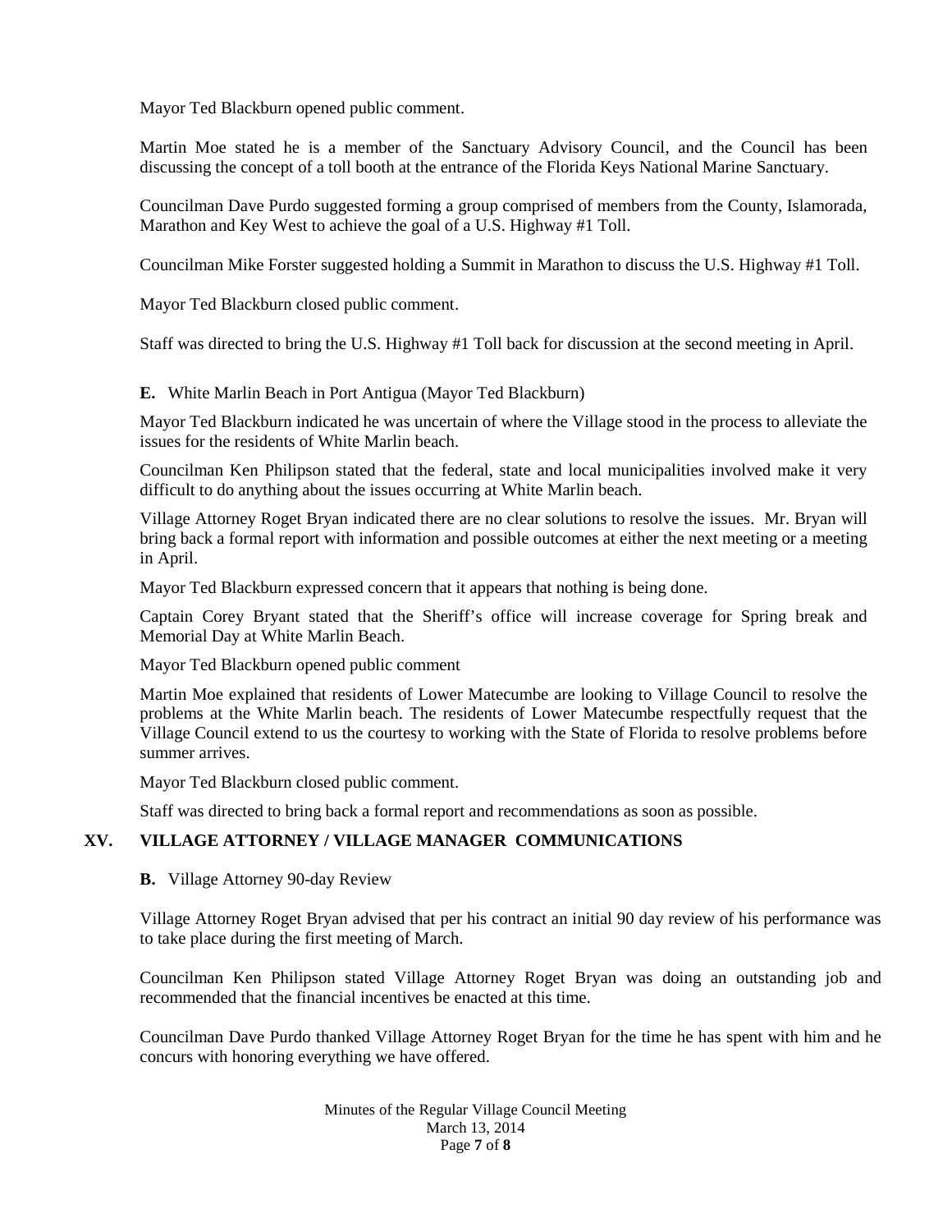Mayor Ted Blackburn opened public comment.

Martin Moe stated he is a member of the Sanctuary Advisory Council, and the Council has been discussing the concept of a toll booth at the entrance of the Florida Keys National Marine Sanctuary.

Councilman Dave Purdo suggested forming a group comprised of members from the County, Islamorada, Marathon and Key West to achieve the goal of a U.S. Highway #1 Toll.

Councilman Mike Forster suggested holding a Summit in Marathon to discuss the U.S. Highway #1 Toll.

Mayor Ted Blackburn closed public comment.

Staff was directed to bring the U.S. Highway #1 Toll back for discussion at the second meeting in April.

**E.** White Marlin Beach in Port Antigua (Mayor Ted Blackburn)

Mayor Ted Blackburn indicated he was uncertain of where the Village stood in the process to alleviate the issues for the residents of White Marlin beach.

Councilman Ken Philipson stated that the federal, state and local municipalities involved make it very difficult to do anything about the issues occurring at White Marlin beach.

Village Attorney Roget Bryan indicated there are no clear solutions to resolve the issues. Mr. Bryan will bring back a formal report with information and possible outcomes at either the next meeting or a meeting in April.

Mayor Ted Blackburn expressed concern that it appears that nothing is being done.

Captain Corey Bryant stated that the Sheriff's office will increase coverage for Spring break and Memorial Day at White Marlin Beach.

Mayor Ted Blackburn opened public comment

Martin Moe explained that residents of Lower Matecumbe are looking to Village Council to resolve the problems at the White Marlin beach. The residents of Lower Matecumbe respectfully request that the Village Council extend to us the courtesy to working with the State of Florida to resolve problems before summer arrives.

Mayor Ted Blackburn closed public comment.

Staff was directed to bring back a formal report and recommendations as soon as possible.

## XV. VILLAGE ATTORNEY / VILLAGE MANAGER COMMUNICATIONS

**B.** Village Attorney 90-day Review

Village Attorney Roget Bryan advised that per his contract an initial 90 day review of his performance was to take place during the first meeting of March.

Councilman Ken Philipson stated Village Attorney Roget Bryan was doing an outstanding job and recommended that the financial incentives be enacted at this time.

Councilman Dave Purdo thanked Village Attorney Roget Bryan for the time he has spent with him and he concurs with honoring everything we have offered.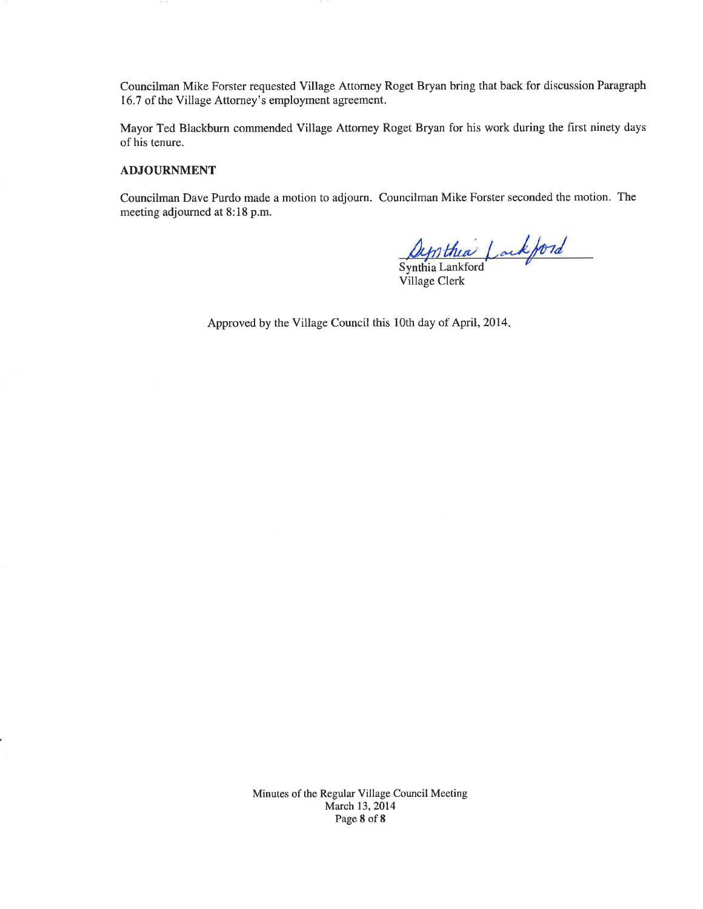Councilman Mike Forster requested Village Attorney Roget Bryan bring that back for discussion Paragraph 16.7 of the Village Attorney's employment agreement.

Mayor Ted Blackburn commended Village Attorney Roget Bryan for his work during the first ninety days of his tenure.

**ADJOURNMENT**

Councilman Dave Purdo made a motion to adjourn. Councilman Mike Forster seconded the motion. The meeting adjourned at 8:18 p.m.

Synthia Lankford
Village Clerk

Approved by the Village Council this 10th day of April, 2014.